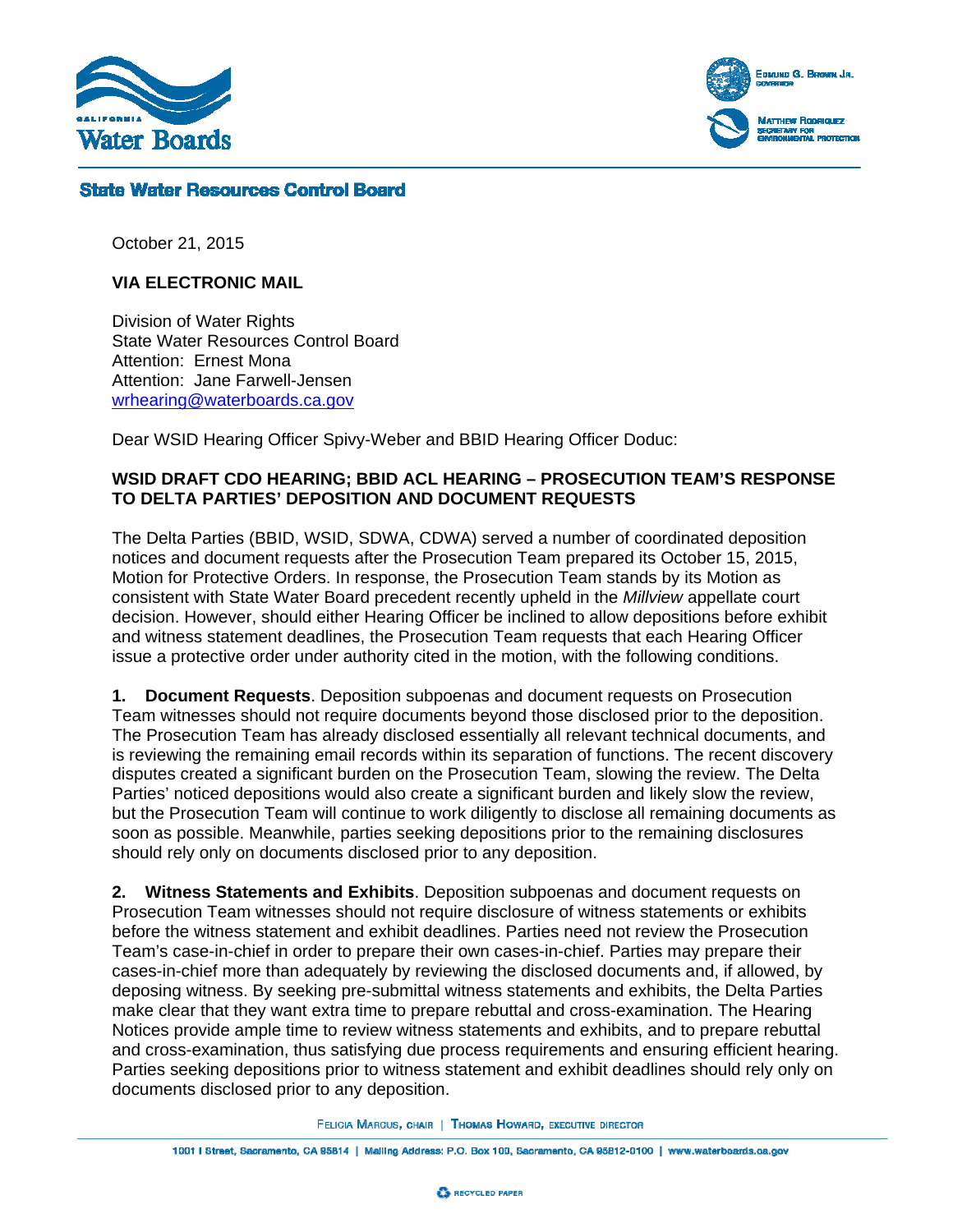State Water Resources Control Board

October 21, 2015

**VIA ELECTRONIC MAIL**

Division of Water Rights
State Water Resources Control Board
Attention: Ernest Mona
Attention: Jane Farwell-Jensen
wrhearing@waterboards.ca.gov

Dear WSID Hearing Officer Spivy-Weber and BBID Hearing Officer Doduc:

**WSID DRAFT CDO HEARING; BBID ACL HEARING – PROSECUTION TEAM'S RESPONSE TO DELTA PARTIES' DEPOSITION AND DOCUMENT REQUESTS**

The Delta Parties (BBID, WSID, SDWA, CDWA) served a number of coordinated deposition notices and document requests after the Prosecution Team prepared its October 15, 2015, Motion for Protective Orders. In response, the Prosecution Team stands by its Motion as consistent with State Water Board precedent recently upheld in the *Millview* appellate court decision. However, should either Hearing Officer be inclined to allow depositions before exhibit and witness statement deadlines, the Prosecution Team requests that each Hearing Officer issue a protective order under authority cited in the motion, with the following conditions.

**1. Document Requests**. Deposition subpoenas and document requests on Prosecution Team witnesses should not require documents beyond those disclosed prior to the deposition. The Prosecution Team has already disclosed essentially all relevant technical documents, and is reviewing the remaining email records within its separation of functions. The recent discovery disputes created a significant burden on the Prosecution Team, slowing the review. The Delta Parties' noticed depositions would also create a significant burden and likely slow the review, but the Prosecution Team will continue to work diligently to disclose all remaining documents as soon as possible. Meanwhile, parties seeking depositions prior to the remaining disclosures should rely only on documents disclosed prior to any deposition.

**2. Witness Statements and Exhibits**. Deposition subpoenas and document requests on Prosecution Team witnesses should not require disclosure of witness statements or exhibits before the witness statement and exhibit deadlines. Parties need not review the Prosecution Team's case-in-chief in order to prepare their own cases-in-chief. Parties may prepare their cases-in-chief more than adequately by reviewing the disclosed documents and, if allowed, by deposing witness. By seeking pre-submittal witness statements and exhibits, the Delta Parties make clear that they want extra time to prepare rebuttal and cross-examination. The Hearing Notices provide ample time to review witness statements and exhibits, and to prepare rebuttal and cross-examination, thus satisfying due process requirements and ensuring efficient hearing. Parties seeking depositions prior to witness statement and exhibit deadlines should rely only on documents disclosed prior to any deposition.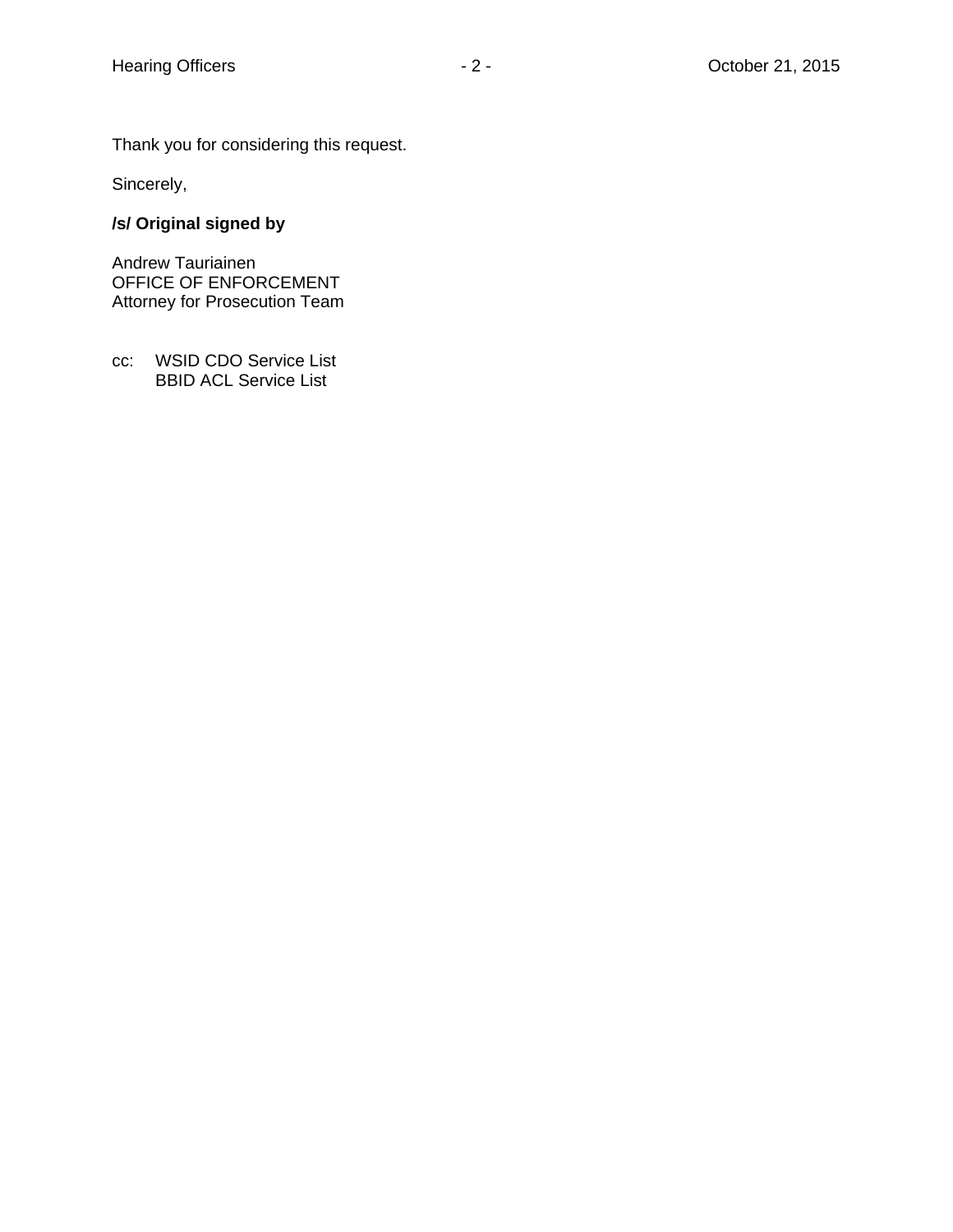Thank you for considering this request.

Sincerely,

**/s/ Original signed by**

Andrew Tauriainen
OFFICE OF ENFORCEMENT
Attorney for Prosecution Team

cc: WSID CDO Service List
BBID ACL Service List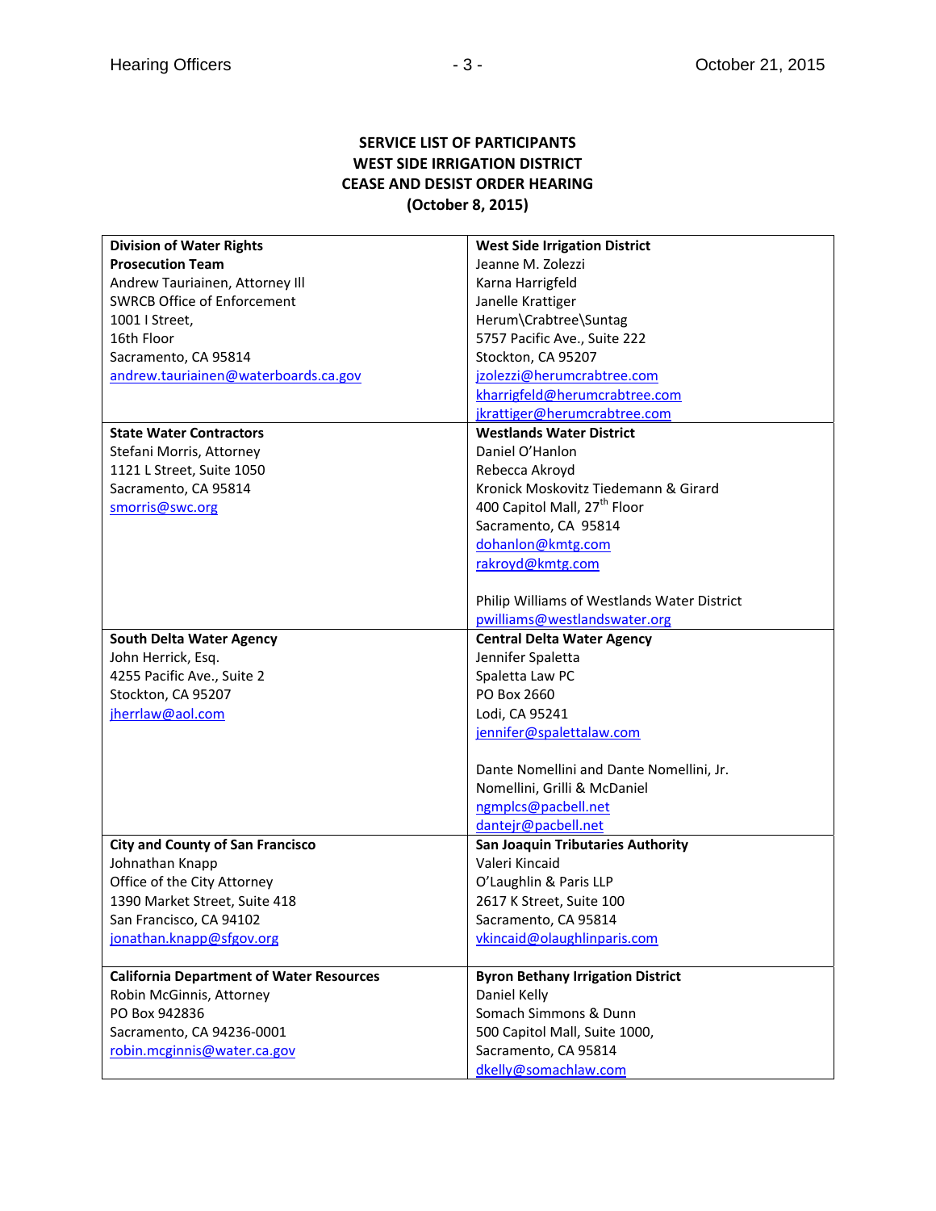**SERVICE LIST OF PARTICIPANTS**
**WEST SIDE IRRIGATION DISTRICT**
**CEASE AND DESIST ORDER HEARING**
**(October 8, 2015)**

| | |
|---|---|
| **Division of Water Rights** **Prosecution Team** Andrew Tauriainen, Attorney III SWRCB Office of Enforcement 1001 I Street, 16th Floor Sacramento, CA 95814 andrew.tauriainen@waterboards.ca.gov | **West Side Irrigation District** Jeanne M. Zolezzi Karna Harrigfeld Janelle Krattiger Herum\Crabtree\Suntag 5757 Pacific Ave., Suite 222 Stockton, CA 95207 jzolezzi@herumcrabtree.com kharrigfeld@herumcrabtree.com jkrattiger@herumcrabtree.com |
| **State Water Contractors** Stefani Morris, Attorney 1121 L Street, Suite 1050 Sacramento, CA 95814 smorris@swc.org | **Westlands Water District** Daniel O'Hanlon Rebecca Akroyd Kronick Moskovitz Tiedemann & Girard 400 Capitol Mall, 27th Floor Sacramento, CA 95814 dohanlon@kmtg.com rakroyd@kmtg.com<br><br>Philip Williams of Westlands Water District pwilliams@westlandswater.org |
| **South Delta Water Agency** John Herrick, Esq. 4255 Pacific Ave., Suite 2 Stockton, CA 95207 jherrlaw@aol.com | **Central Delta Water Agency** Jennifer Spaletta Spaletta Law PC PO Box 2660 Lodi, CA 95241 jennifer@spalettalaw.com<br><br>Dante Nomellini and Dante Nomellini, Jr. Nomellini, Grilli & McDaniel ngmplcs@pacbell.net dantejr@pacbell.net |
| **City and County of San Francisco** Johnathan Knapp Office of the City Attorney 1390 Market Street, Suite 418 San Francisco, CA 94102 jonathan.knapp@sfgov.org | **San Joaquin Tributaries Authority** Valeri Kincaid O'Laughlin & Paris LLP 2617 K Street, Suite 100 Sacramento, CA 95814 vkincaid@olaughlinparis.com |
| **California Department of Water Resources** Robin McGinnis, Attorney PO Box 942836 Sacramento, CA 94236-0001 robin.mcginnis@water.ca.gov | **Byron Bethany Irrigation District** Daniel Kelly Somach Simmons & Dunn 500 Capitol Mall, Suite 1000, Sacramento, CA 95814 dkelly@somachlaw.com |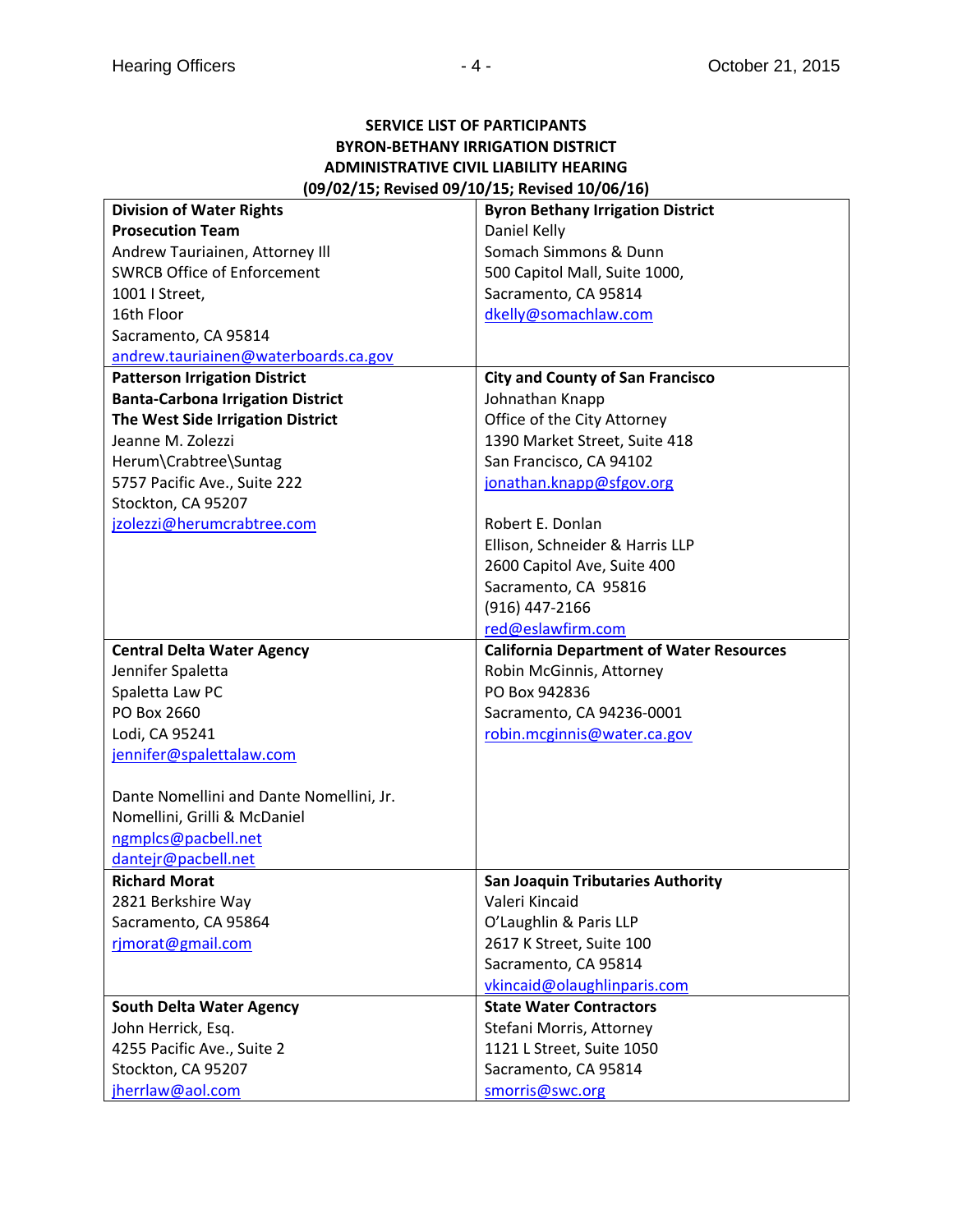**SERVICE LIST OF PARTICIPANTS**
**BYRON-BETHANY IRRIGATION DISTRICT**
**ADMINISTRATIVE CIVIL LIABILITY HEARING**
**(09/02/15; Revised 09/10/15; Revised 10/06/16)**

| | |
|---|---|
| **Division of Water Rights Prosecution Team**<br>Andrew Tauriainen, Attorney III<br>SWRCB Office of Enforcement<br>1001 I Street,<br>16th Floor<br>Sacramento, CA 95814<br>andrew.tauriainen@waterboards.ca.gov | **Byron Bethany Irrigation District**<br>Daniel Kelly<br>Somach Simmons & Dunn<br>500 Capitol Mall, Suite 1000,<br>Sacramento, CA 95814<br>dkelly@somachlaw.com |
| **Patterson Irrigation District**<br>**Banta-Carbona Irrigation District**<br>**The West Side Irrigation District**<br>Jeanne M. Zolezzi<br>Herum\Crabtree\Suntag<br>5757 Pacific Ave., Suite 222<br>Stockton, CA 95207<br>jzolezzi@herumcrabtree.com | **City and County of San Francisco**<br>Johnathan Knapp<br>Office of the City Attorney<br>1390 Market Street, Suite 418<br>San Francisco, CA 94102<br>jonathan.knapp@sfgov.org<br><br>Robert E. Donlan<br>Ellison, Schneider & Harris LLP<br>2600 Capitol Ave, Suite 400<br>Sacramento, CA 95816<br>(916) 447-2166<br>red@eslawfirm.com |
| **Central Delta Water Agency**<br>Jennifer Spaletta<br>Spaletta Law PC<br>PO Box 2660<br>Lodi, CA 95241<br>jennifer@spalettalaw.com<br><br>Dante Nomellini and Dante Nomellini, Jr.<br>Nomellini, Grilli & McDaniel<br>ngmplcs@pacbell.net<br>dantejr@pacbell.net | **California Department of Water Resources**<br>Robin McGinnis, Attorney<br>PO Box 942836<br>Sacramento, CA 94236-0001<br>robin.mcginnis@water.ca.gov |
| **Richard Morat**<br>2821 Berkshire Way<br>Sacramento, CA 95864<br>rjmorat@gmail.com | **San Joaquin Tributaries Authority**<br>Valeri Kincaid<br>O'Laughlin & Paris LLP<br>2617 K Street, Suite 100<br>Sacramento, CA 95814<br>vkincaid@olaughlinparis.com |
| **South Delta Water Agency**<br>John Herrick, Esq.<br>4255 Pacific Ave., Suite 2<br>Stockton, CA 95207<br>jherrlaw@aol.com | **State Water Contractors**<br>Stefani Morris, Attorney<br>1121 L Street, Suite 1050<br>Sacramento, CA 95814<br>smorris@swc.org |